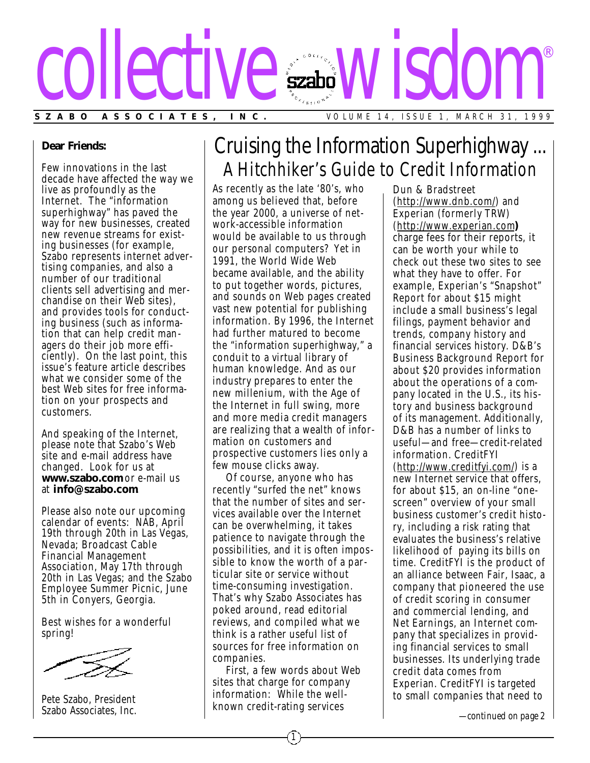# collective wisdom®

**SZABO ASSOCIATES, INC.** VOLUME 14, ISSUE 1, MARCH 31, 1999

**Dear Friends:**

Few innovations in the last decade have affected the way we live as profoundly as the Internet. The "information superhighway" has paved the way for new businesses, created new revenue streams for existing businesses (for example, Szabo represents internet advertising companies, and also a number of our traditional clients sell advertising and merchandise on their Web sites), and provides tools for conducting business (such as information that can help credit managers do their job more efficiently). On the last point, this issue's feature article describes what we consider some of the best Web sites for free information on your prospects and customers.

And speaking of the Internet, please note that Szabo's Web site and e-mail address have changed. Look for us at **www.szabo.com** or e-mail us at **info@szabo.com**

Please also note our upcoming calendar of events: NAB, April 19th through 20th in Las Vegas, Nevada; Broadcast Cable Financial Management Association, May 17th through 20th in Las Vegas; and the Szabo Employee Summer Picnic, June 5th in Conyers, Georgia.

Best wishes for a wonderful spring!

Pete Szabo, President
Szabo Associates, Inc.

## Cruising the Information Superhighway ...
### A Hitchhiker's Guide to Credit Information

As recently as the late '80's, who among us believed that, before the year 2000, a universe of network-accessible information would be available to us through our personal computers? Yet in 1991, the World Wide Web became available, and the ability to put together words, pictures, and sounds on Web pages created vast new potential for publishing information. By 1996, the Internet had further matured to become the "information superhighway," a conduit to a virtual library of human knowledge. And as our industry prepares to enter the new millenium, with the Age of the Internet in full swing, more and more media credit managers are realizing that a wealth of information on customers and prospective customers lies only a few mouse clicks away.

Of course, anyone who has recently "surfed the net" knows that the number of sites and services available over the Internet can be overwhelming, it takes patience to navigate through the possibilities, and it is often impossible to know the worth of a particular site or service without time-consuming investigation. That's why Szabo Associates has poked around, read editorial reviews, and compiled what we think is a rather useful list of sources for free information on companies.

First, a few words about Web sites that charge for company information: While the well-known credit-rating services Dun & Bradstreet (http://www.dnb.com/) and Experian (formerly TRW) (http://www.experian.com) charge fees for their reports, it can be worth your while to check out these two sites to see what they have to offer. For example, Experian's "Snapshot" Report for about $15 might include a small business's legal filings, payment behavior and trends, company history and financial services history. D&B's Business Background Report for about $20 provides information about the operations of a company located in the U.S., its history and business background of its management. Additionally, D&B has a number of links to useful—and free—credit-related information. CreditFYI (http://www.creditfyi.com/) is a new Internet service that offers, for about $15, an on-line "one-screen" overview of your small business customer's credit history, including a risk rating that evaluates the business's relative likelihood of paying its bills on time. CreditFYI is the product of an alliance between Fair, Isaac, a company that pioneered the use of credit scoring in consumer and commercial lending, and Net Earnings, an Internet company that specializes in providing financial services to small businesses. Its underlying trade credit data comes from Experian. CreditFYI is targeted to small companies that need to

*—continued on page 2*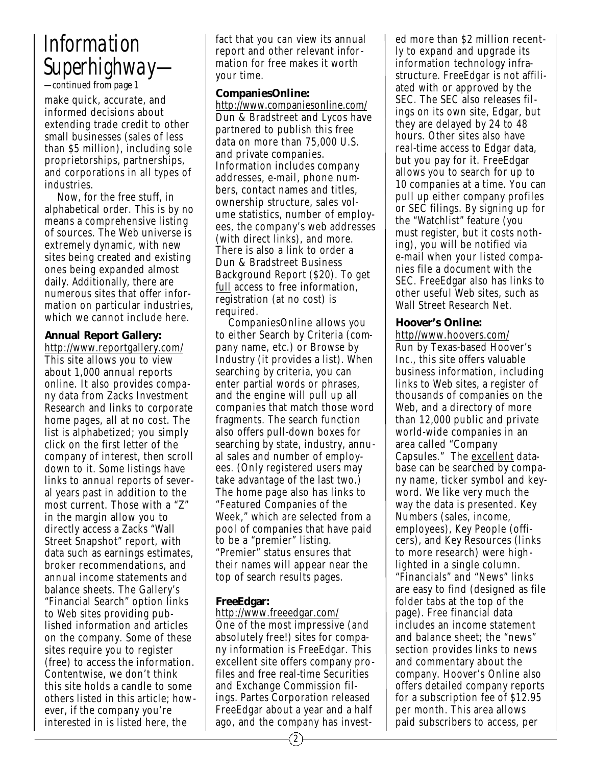# Information Superhighway—

*—continued from page 1*

make quick, accurate, and informed decisions about extending trade credit to other small businesses (sales of less than $5 million), including sole proprietorships, partnerships, and corporations in all types of industries.

Now, for the free stuff, in alphabetical order. This is by no means a comprehensive listing of sources. The Web universe is extremely dynamic, with new sites being created and existing ones being expanded almost daily. Additionally, there are numerous sites that offer information on particular industries, which we cannot include here.

**Annual Report Gallery:**
http://www.reportgallery.com/
This site allows you to view about 1,000 annual reports online. It also provides company data from Zacks Investment Research and links to corporate home pages, all at no cost. The list is alphabetized; you simply click on the first letter of the company of interest, then scroll down to it. Some listings have links to annual reports of several years past in addition to the most current. Those with a "Z" in the margin allow you to directly access a Zacks "Wall Street Snapshot" report, with data such as earnings estimates, broker recommendations, and annual income statements and balance sheets. The Gallery's "Financial Search" option links to Web sites providing published information and articles on the company. Some of these sites require you to register (free) to access the information. Contentwise, we don't think this site holds a candle to some others listed in this article; however, if the company you're interested in is listed here, the fact that you can view its annual report and other relevant information for free makes it worth your time.

**CompaniesOnline:**
http://www.companiesonline.com/
Dun & Bradstreet and Lycos have partnered to publish this free data on more than 75,000 U.S. and private companies. Information includes company addresses, e-mail, phone numbers, contact names and titles, ownership structure, sales volume statistics, number of employees, the company's web addresses (with direct links), and more. There is also a link to order a Dun & Bradstreet Business Background Report ($20). To get full access to free information, registration (at no cost) is required.

CompaniesOnline allows you to either Search by Criteria (company name, etc.) or Browse by Industry (it provides a list). When searching by criteria, you can enter partial words or phrases, and the engine will pull up all companies that match those word fragments. The search function also offers pull-down boxes for searching by state, industry, annual sales and number of employees. (Only registered users may take advantage of the last two.) The home page also has links to "Featured Companies of the Week," which are selected from a pool of companies that have paid to be a "premier" listing. "Premier" status ensures that their names will appear near the top of search results pages.

**FreeEdgar:**
http://www.freeedgar.com/
One of the most impressive (and absolutely free!) sites for company information is FreeEdgar. This excellent site offers company profiles and free real-time Securities and Exchange Commission filings. Partes Corporation released FreeEdgar about a year and a half ago, and the company has invested more than $2 million recently to expand and upgrade its information technology infrastructure. FreeEdgar is not affiliated with or approved by the SEC. The SEC also releases filings on its own site, Edgar, but they are delayed by 24 to 48 hours. Other sites also have real-time access to Edgar data, but you pay for it. FreeEdgar allows you to search for up to 10 companies at a time. You can pull up either company profiles or SEC filings. By signing up for the "Watchlist" feature (you must register, but it costs nothing), you will be notified via e-mail when your listed companies file a document with the SEC. FreeEdgar also has links to other useful Web sites, such as Wall Street Research Net.

**Hoover's Online:**
http//www.hoovers.com/
Run by Texas-based Hoover's Inc., this site offers valuable business information, including links to Web sites, a register of thousands of companies on the Web, and a directory of more than 12,000 public and private world-wide companies in an area called "Company Capsules." The excellent database can be searched by company name, ticker symbol and keyword. We like very much the way the data is presented. Key Numbers (sales, income, employees), Key People (officers), and Key Resources (links to more research) were highlighted in a single column. "Financials" and "News" links are easy to find (designed as file folder tabs at the top of the page). Free financial data includes an income statement and balance sheet; the "news" section provides links to news and commentary about the company. Hoover's Online also offers detailed company reports for a subscription fee of $12.95 per month. This area allows paid subscribers to access, per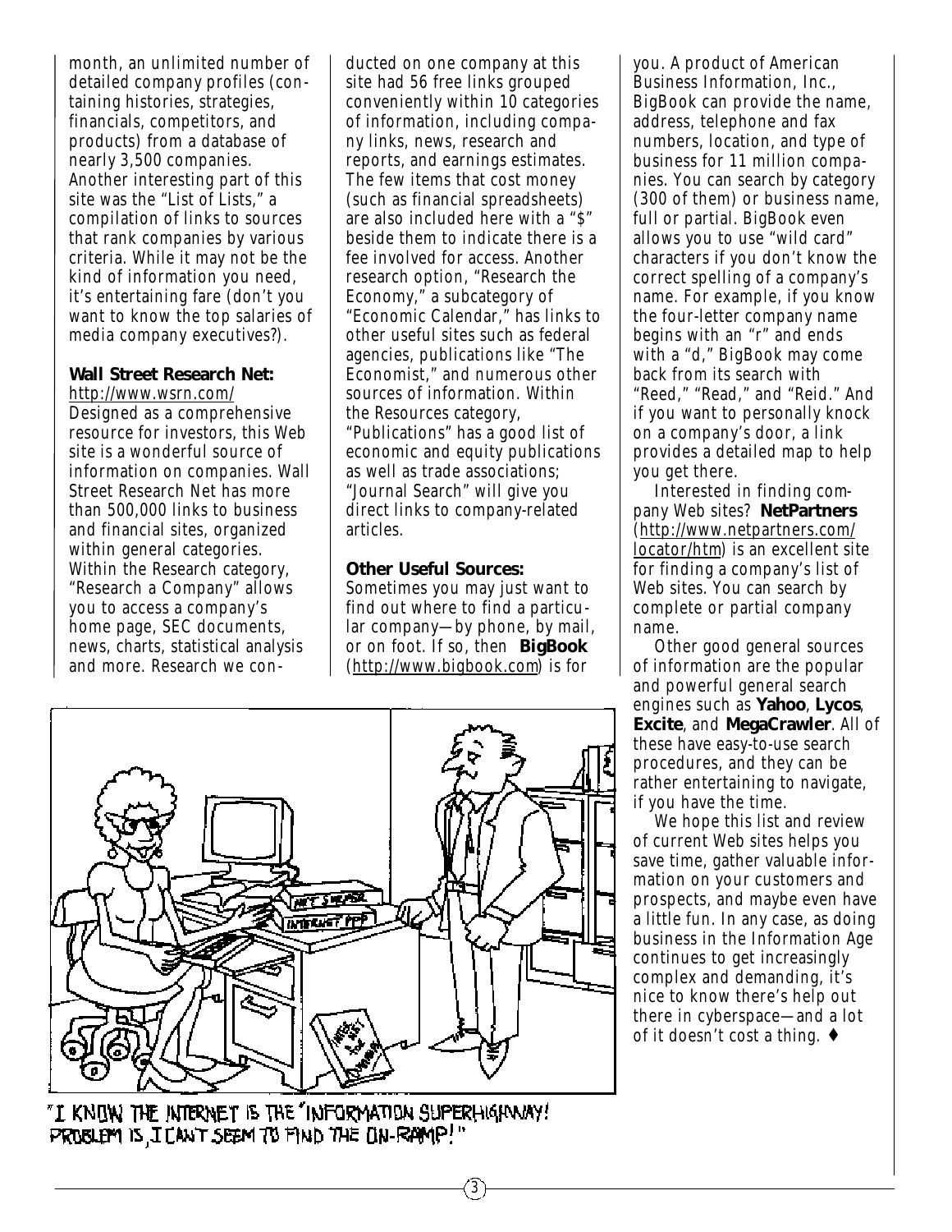month, an unlimited number of detailed company profiles (containing histories, strategies, financials, competitors, and products) from a database of nearly 3,500 companies. Another interesting part of this site was the "List of Lists," a compilation of links to sources that rank companies by various criteria. While it may not be the kind of information you need, it's entertaining fare (don't you want to know the top salaries of media company executives?).

**Wall Street Research Net:**
http://www.wsrn.com/
Designed as a comprehensive resource for investors, this Web site is a wonderful source of information on companies. Wall Street Research Net has more than 500,000 links to business and financial sites, organized within general categories. Within the Research category, "Research a Company" allows you to access a company's home page, SEC documents, news, charts, statistical analysis and more. Research we conducted on one company at this site had 56 free links grouped conveniently within 10 categories of information, including company links, news, research and reports, and earnings estimates. The few items that cost money (such as financial spreadsheets) are also included here with a "$" beside them to indicate there is a fee involved for access. Another research option, "Research the Economy," a subcategory of "Economic Calendar," has links to other useful sites such as federal agencies, publications like "The Economist," and numerous other sources of information. Within the Resources category, "Publications" has a good list of economic and equity publications as well as trade associations; "Journal Search" will give you direct links to company-related articles.

**Other Useful Sources:**
Sometimes you may just want to find out where to find a particular company—by phone, by mail, or on foot. If so, then **BigBook** (http://www.bigbook.com) is for you. A product of American Business Information, Inc., BigBook can provide the name, address, telephone and fax numbers, location, and type of business for 11 million companies. You can search by category (300 of them) or business name, full or partial. BigBook even allows you to use "wild card" characters if you don't know the correct spelling of a company's name. For example, if you know the four-letter company name begins with an "r" and ends with a "d," BigBook may come back from its search with "Reed," "Read," and "Reid." And if you want to personally knock on a company's door, a link provides a detailed map to help you get there.

Interested in finding company Web sites? **NetPartners** (http://www.netpartners.com/locator/htm) is an excellent site for finding a company's list of Web sites. You can search by complete or partial company name.

Other good general sources of information are the popular and powerful general search engines such as **Yahoo**, **Lycos**, **Excite**, and **MegaCrawler**. All of these have easy-to-use search procedures, and they can be rather entertaining to navigate, if you have the time.

We hope this list and review of current Web sites helps you save time, gather valuable information on your customers and prospects, and maybe even have a little fun. In any case, as doing business in the Information Age continues to get increasingly complex and demanding, it's nice to know there's help out there in cyberspace—and a lot of it doesn't cost a thing. ♦

"I KNOW THE INTERNET IS THE "INFORMATION SUPERHIGHWAY! PROBLEM IS, I CAN'T SEEM TO FIND THE ON-RAMP!"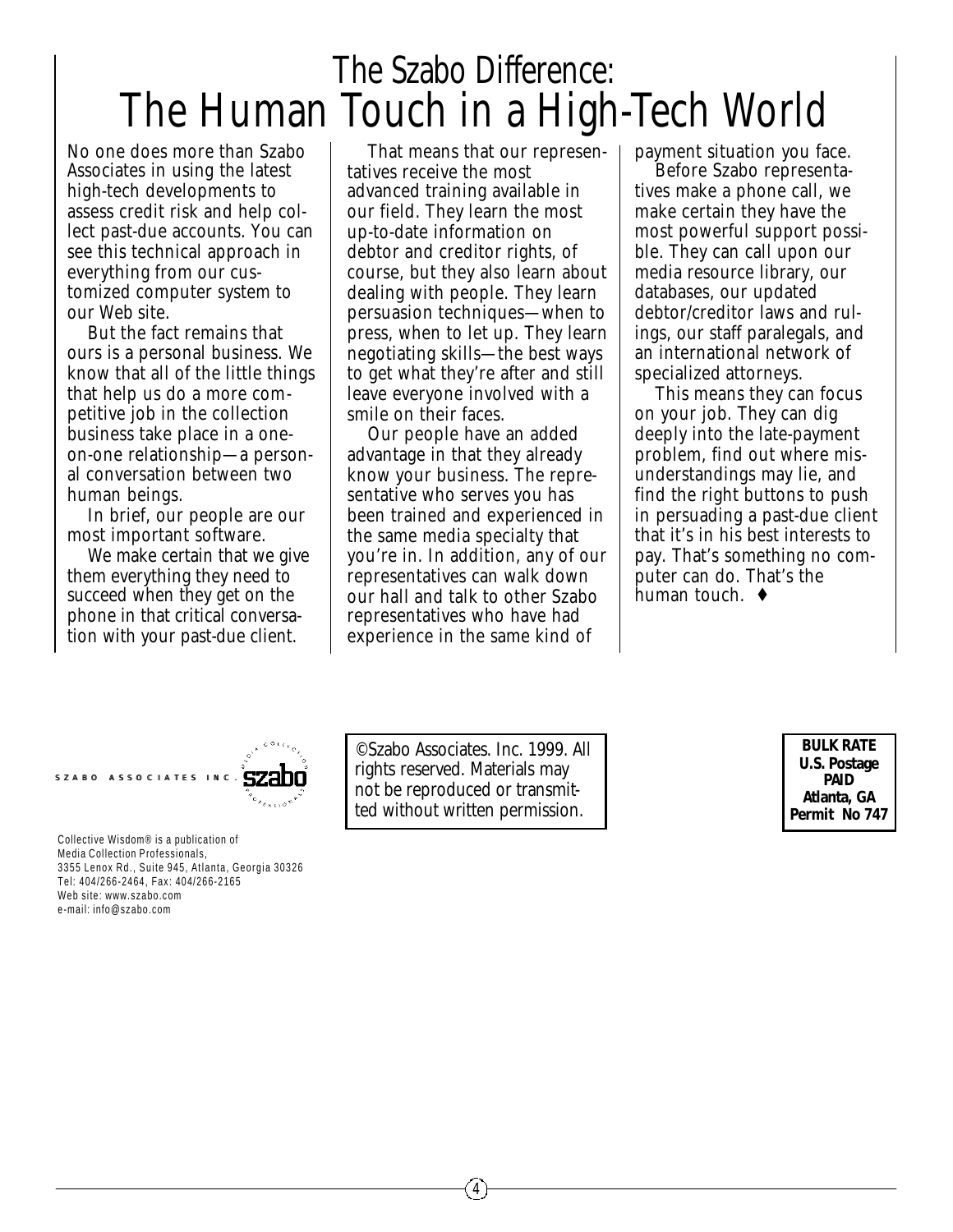# The Szabo Difference:
# The Human Touch in a High-Tech World

No one does more than Szabo Associates in using the latest high-tech developments to assess credit risk and help collect past-due accounts. You can see this technical approach in everything from our customized computer system to our Web site.

But the fact remains that ours is a personal business. We know that all of the little things that help us do a more competitive job in the collection business take place in a one-on-one relationship—a personal conversation between two human beings.

In brief, our people are our most important software.

We make certain that we give them everything they need to succeed when they get on the phone in that critical conversation with your past-due client.

That means that our representatives receive the most advanced training available in our field. They learn the most up-to-date information on debtor and creditor rights, of course, but they also learn about dealing with people. They learn persuasion techniques—when to press, when to let up. They learn negotiating skills—the best ways to get what they're after and still leave everyone involved with a smile on their faces.

Our people have an added advantage in that they already know your business. The representative who serves you has been trained and experienced in the same media specialty that you're in. In addition, any of our representatives can walk down our hall and talk to other Szabo representatives who have had experience in the same kind of payment situation you face.

Before Szabo representatives make a phone call, we make certain they have the most powerful support possible. They can call upon our media resource library, our databases, our updated debtor/creditor laws and rulings, our staff paralegals, and an international network of specialized attorneys.

This means they can focus on your job. They can dig deeply into the late-payment problem, find out where misunderstandings may lie, and find the right buttons to push in persuading a past-due client that it's in his best interests to pay. That's something no computer can do. That's the human touch. ♦

SZABO ASSOCIATES INC. szabo — MEDIA COLLECTION PROFESSIONALS

Collective Wisdom® is a publication of
Media Collection Professionals,
3355 Lenox Rd., Suite 945, Atlanta, Georgia 30326
Tel: 404/266-2464, Fax: 404/266-2165
Web site: www.szabo.com
e-mail: info@szabo.com

©Szabo Associates. Inc. 1999. All rights reserved. Materials may not be reproduced or transmitted without written permission.

**BULK RATE**
**U.S. Postage**
**PAID**
**Atlanta, GA**
**Permit No 747**